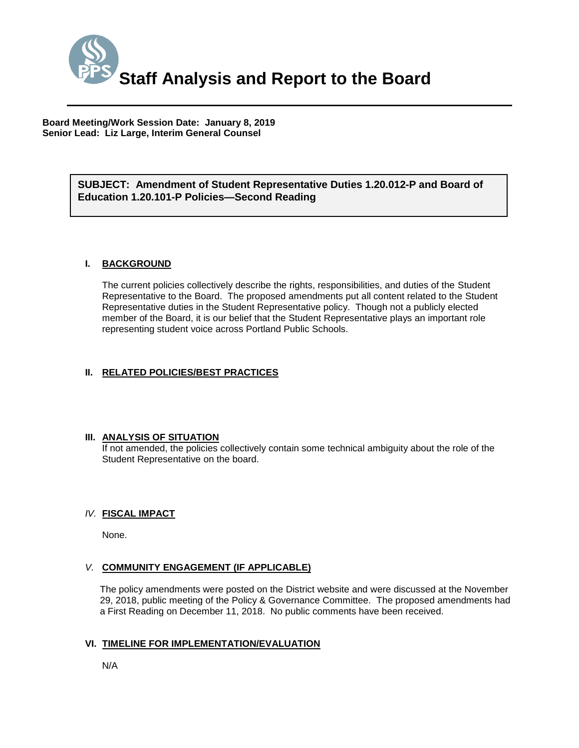# Staff Analysis and Report to the Board

**Board Meeting/Work Session Date: January 8, 2019**
**Senior Lead: Liz Large, Interim General Counsel**

**SUBJECT: Amendment of Student Representative Duties 1.20.012-P and Board of Education 1.20.101-P Policies—Second Reading**

## I. BACKGROUND

The current policies collectively describe the rights, responsibilities, and duties of the Student Representative to the Board. The proposed amendments put all content related to the Student Representative duties in the Student Representative policy. Though not a publicly elected member of the Board, it is our belief that the Student Representative plays an important role representing student voice across Portland Public Schools.

## II. RELATED POLICIES/BEST PRACTICES

## III. ANALYSIS OF SITUATION

If not amended, the policies collectively contain some technical ambiguity about the role of the Student Representative on the board.

## IV. FISCAL IMPACT

None.

## V. COMMUNITY ENGAGEMENT (IF APPLICABLE)

The policy amendments were posted on the District website and were discussed at the November 29, 2018, public meeting of the Policy & Governance Committee. The proposed amendments had a First Reading on December 11, 2018. No public comments have been received.

## VI. TIMELINE FOR IMPLEMENTATION/EVALUATION

N/A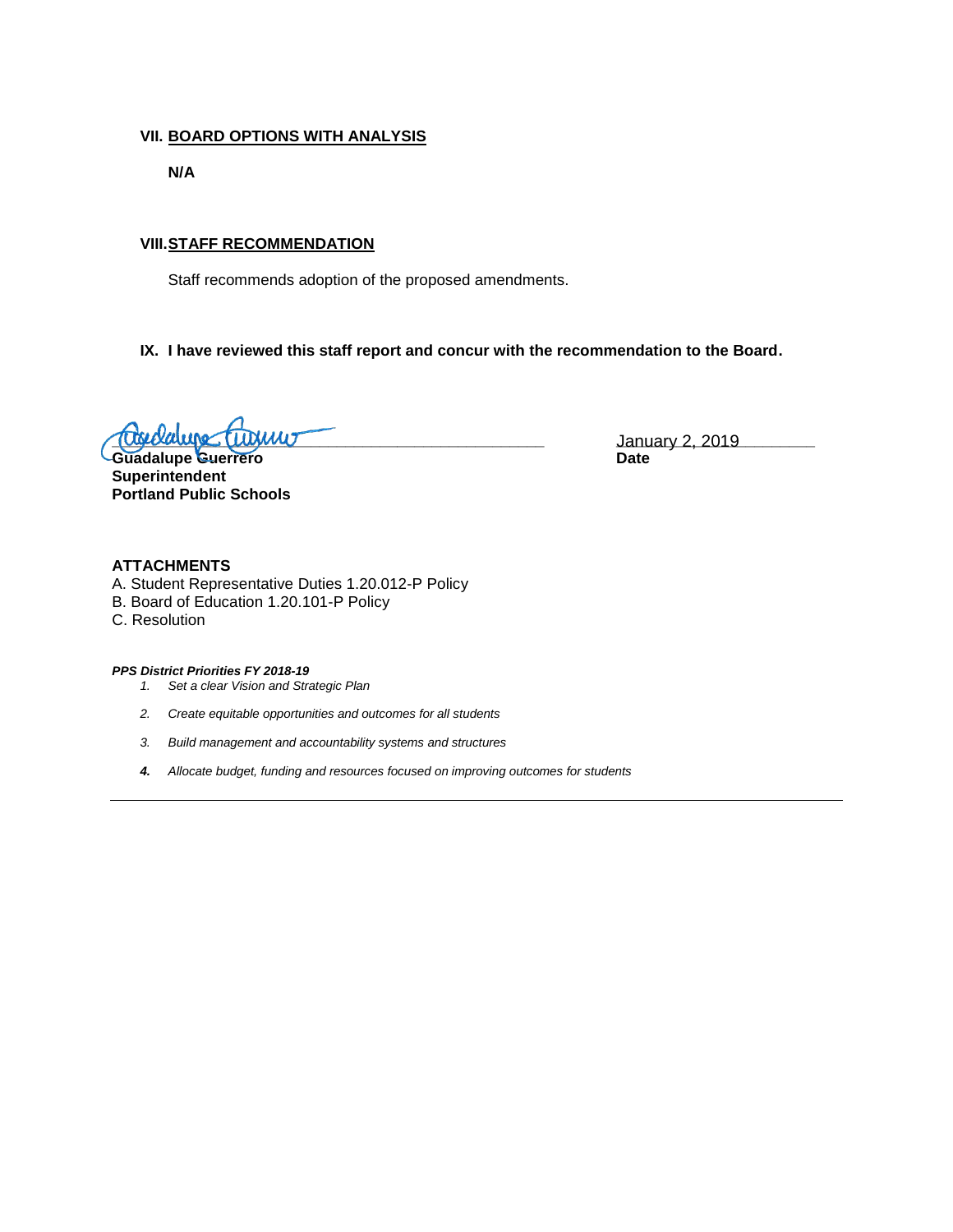## VII. BOARD OPTIONS WITH ANALYSIS

**N/A**

## VIII. STAFF RECOMMENDATION

Staff recommends adoption of the proposed amendments.

## IX. I have reviewed this staff report and concur with the recommendation to the Board.

**Guadalupe Guerrero**
**Superintendent**
**Portland Public Schools**

January 2, 2019
**Date**

**ATTACHMENTS**

A. Student Representative Duties 1.20.012-P Policy
B. Board of Education 1.20.101-P Policy
C. Resolution

***PPS District Priorities FY 2018-19***

1. *Set a clear Vision and Strategic Plan*
2. *Create equitable opportunities and outcomes for all students*
3. *Build management and accountability systems and structures*
4. *Allocate budget, funding and resources focused on improving outcomes for students*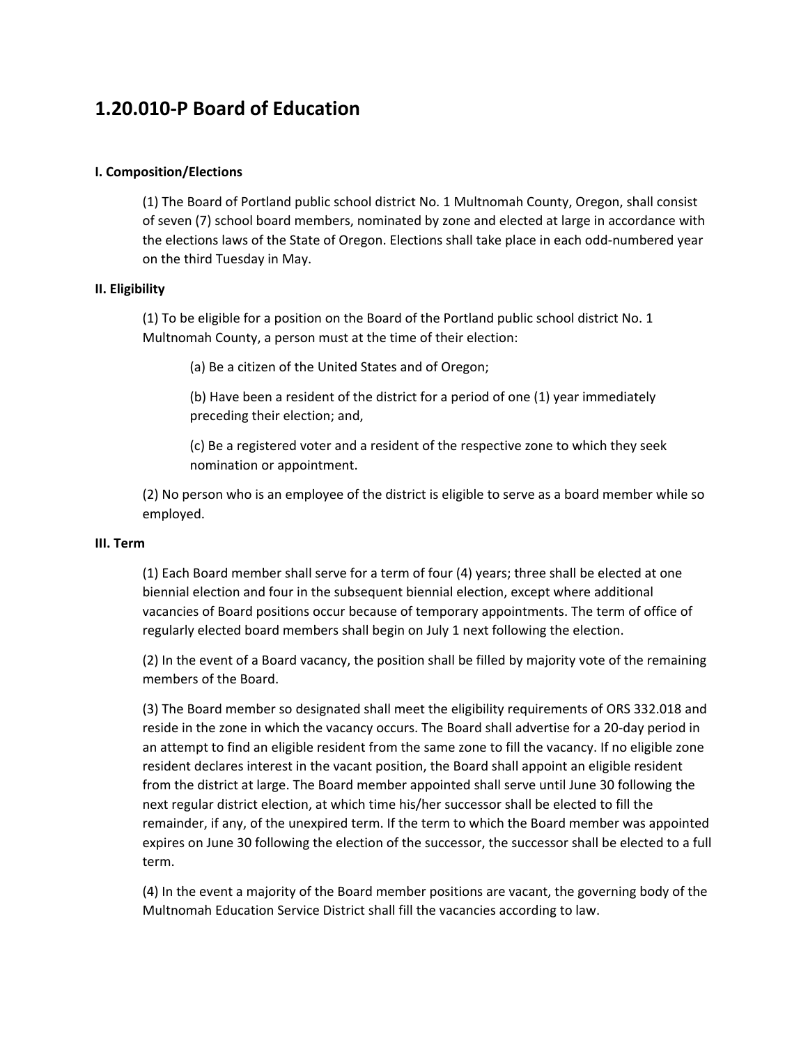# 1.20.010-P Board of Education

### I. Composition/Elections

(1) The Board of Portland public school district No. 1 Multnomah County, Oregon, shall consist of seven (7) school board members, nominated by zone and elected at large in accordance with the elections laws of the State of Oregon. Elections shall take place in each odd-numbered year on the third Tuesday in May.

### II. Eligibility

(1) To be eligible for a position on the Board of the Portland public school district No. 1 Multnomah County, a person must at the time of their election:

(a) Be a citizen of the United States and of Oregon;

(b) Have been a resident of the district for a period of one (1) year immediately preceding their election; and,

(c) Be a registered voter and a resident of the respective zone to which they seek nomination or appointment.

(2) No person who is an employee of the district is eligible to serve as a board member while so employed.

### III. Term

(1) Each Board member shall serve for a term of four (4) years; three shall be elected at one biennial election and four in the subsequent biennial election, except where additional vacancies of Board positions occur because of temporary appointments. The term of office of regularly elected board members shall begin on July 1 next following the election.

(2) In the event of a Board vacancy, the position shall be filled by majority vote of the remaining members of the Board.

(3) The Board member so designated shall meet the eligibility requirements of ORS 332.018 and reside in the zone in which the vacancy occurs. The Board shall advertise for a 20-day period in an attempt to find an eligible resident from the same zone to fill the vacancy. If no eligible zone resident declares interest in the vacant position, the Board shall appoint an eligible resident from the district at large. The Board member appointed shall serve until June 30 following the next regular district election, at which time his/her successor shall be elected to fill the remainder, if any, of the unexpired term. If the term to which the Board member was appointed expires on June 30 following the election of the successor, the successor shall be elected to a full term.

(4) In the event a majority of the Board member positions are vacant, the governing body of the Multnomah Education Service District shall fill the vacancies according to law.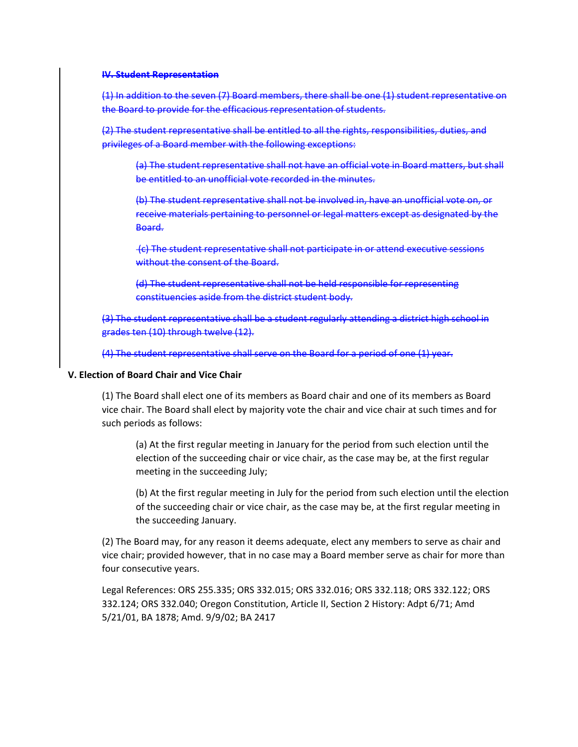~~**IV. Student Representation**~~

~~(1) In addition to the seven (7) Board members, there shall be one (1) student representative on the Board to provide for the efficacious representation of students.~~

~~(2) The student representative shall be entitled to all the rights, responsibilities, duties, and privileges of a Board member with the following exceptions:~~

> ~~(a) The student representative shall not have an official vote in Board matters, but shall be entitled to an unofficial vote recorded in the minutes.~~
>
> ~~(b) The student representative shall not be involved in, have an unofficial vote on, or receive materials pertaining to personnel or legal matters except as designated by the Board.~~
>
> ~~(c) The student representative shall not participate in or attend executive sessions without the consent of the Board.~~
>
> ~~(d) The student representative shall not be held responsible for representing constituencies aside from the district student body.~~

~~(3) The student representative shall be a student regularly attending a district high school in grades ten (10) through twelve (12).~~

~~(4) The student representative shall serve on the Board for a period of one (1) year.~~

**V. Election of Board Chair and Vice Chair**

(1) The Board shall elect one of its members as Board chair and one of its members as Board vice chair. The Board shall elect by majority vote the chair and vice chair at such times and for such periods as follows:

> (a) At the first regular meeting in January for the period from such election until the election of the succeeding chair or vice chair, as the case may be, at the first regular meeting in the succeeding July;
>
> (b) At the first regular meeting in July for the period from such election until the election of the succeeding chair or vice chair, as the case may be, at the first regular meeting in the succeeding January.

(2) The Board may, for any reason it deems adequate, elect any members to serve as chair and vice chair; provided however, that in no case may a Board member serve as chair for more than four consecutive years.

Legal References: ORS 255.335; ORS 332.015; ORS 332.016; ORS 332.118; ORS 332.122; ORS 332.124; ORS 332.040; Oregon Constitution, Article II, Section 2 History: Adpt 6/71; Amd 5/21/01, BA 1878; Amd. 9/9/02; BA 2417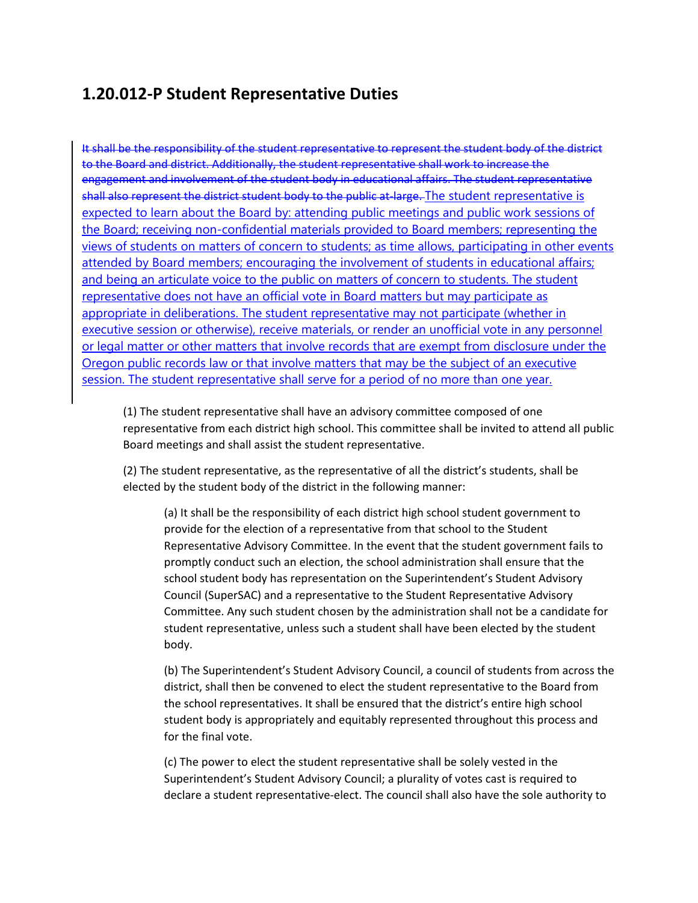## 1.20.012-P Student Representative Duties

~~It shall be the responsibility of the student representative to represent the student body of the district to the Board and district. Additionally, the student representative shall work to increase the engagement and involvement of the student body in educational affairs. The student representative shall also represent the district student body to the public at-large.~~ <u>The student representative is expected to learn about the Board by: attending public meetings and public work sessions of the Board; receiving non-confidential materials provided to Board members; representing the views of students on matters of concern to students; as time allows, participating in other events attended by Board members; encouraging the involvement of students in educational affairs; and being an articulate voice to the public on matters of concern to students. The student representative does not have an official vote in Board matters but may participate as appropriate in deliberations. The student representative may not participate (whether in executive session or otherwise), receive materials, or render an unofficial vote in any personnel or legal matter or other matters that involve records that are exempt from disclosure under the Oregon public records law or that involve matters that may be the subject of an executive session. The student representative shall serve for a period of no more than one year.</u>

(1) The student representative shall have an advisory committee composed of one representative from each district high school. This committee shall be invited to attend all public Board meetings and shall assist the student representative.

(2) The student representative, as the representative of all the district's students, shall be elected by the student body of the district in the following manner:

(a) It shall be the responsibility of each district high school student government to provide for the election of a representative from that school to the Student Representative Advisory Committee. In the event that the student government fails to promptly conduct such an election, the school administration shall ensure that the school student body has representation on the Superintendent's Student Advisory Council (SuperSAC) and a representative to the Student Representative Advisory Committee. Any such student chosen by the administration shall not be a candidate for student representative, unless such a student shall have been elected by the student body.

(b) The Superintendent's Student Advisory Council, a council of students from across the district, shall then be convened to elect the student representative to the Board from the school representatives. It shall be ensured that the district's entire high school student body is appropriately and equitably represented throughout this process and for the final vote.

(c) The power to elect the student representative shall be solely vested in the Superintendent's Student Advisory Council; a plurality of votes cast is required to declare a student representative-elect. The council shall also have the sole authority to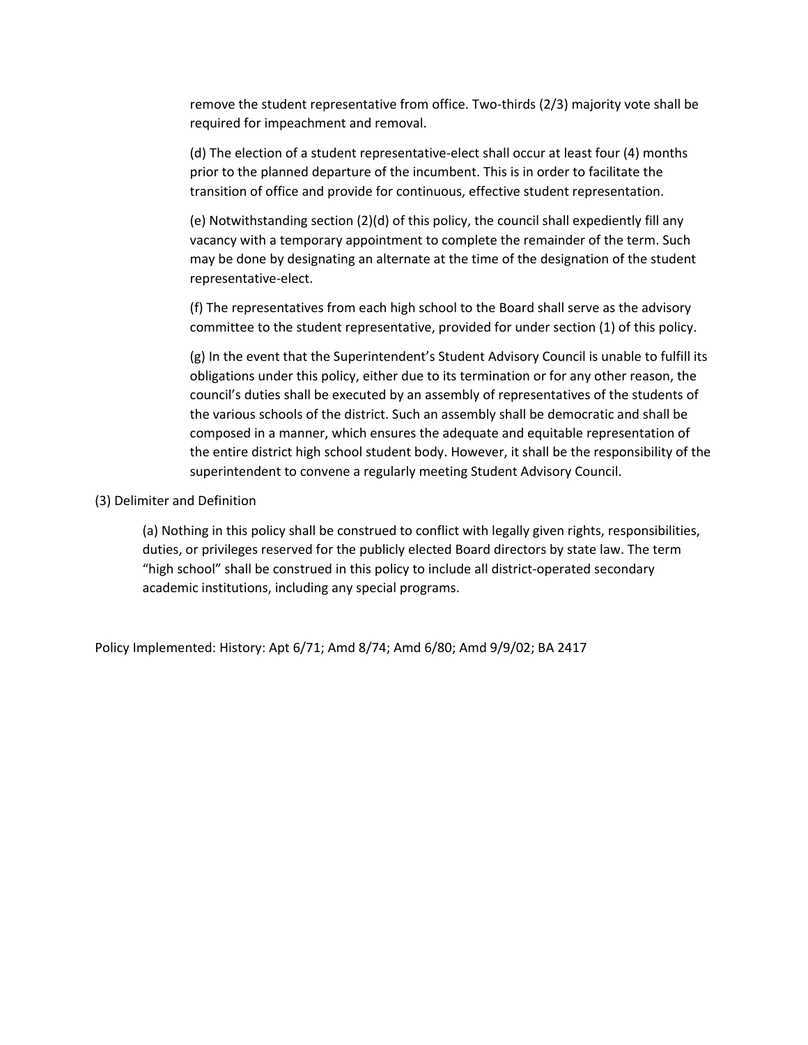remove the student representative from office. Two-thirds (2/3) majority vote shall be required for impeachment and removal.

(d) The election of a student representative-elect shall occur at least four (4) months prior to the planned departure of the incumbent. This is in order to facilitate the transition of office and provide for continuous, effective student representation.

(e) Notwithstanding section (2)(d) of this policy, the council shall expediently fill any vacancy with a temporary appointment to complete the remainder of the term. Such may be done by designating an alternate at the time of the designation of the student representative-elect.

(f) The representatives from each high school to the Board shall serve as the advisory committee to the student representative, provided for under section (1) of this policy.

(g) In the event that the Superintendent's Student Advisory Council is unable to fulfill its obligations under this policy, either due to its termination or for any other reason, the council's duties shall be executed by an assembly of representatives of the students of the various schools of the district. Such an assembly shall be democratic and shall be composed in a manner, which ensures the adequate and equitable representation of the entire district high school student body. However, it shall be the responsibility of the superintendent to convene a regularly meeting Student Advisory Council.

(3) Delimiter and Definition

(a) Nothing in this policy shall be construed to conflict with legally given rights, responsibilities, duties, or privileges reserved for the publicly elected Board directors by state law. The term "high school" shall be construed in this policy to include all district-operated secondary academic institutions, including any special programs.

Policy Implemented: History: Apt 6/71; Amd 8/74; Amd 6/80; Amd 9/9/02; BA 2417